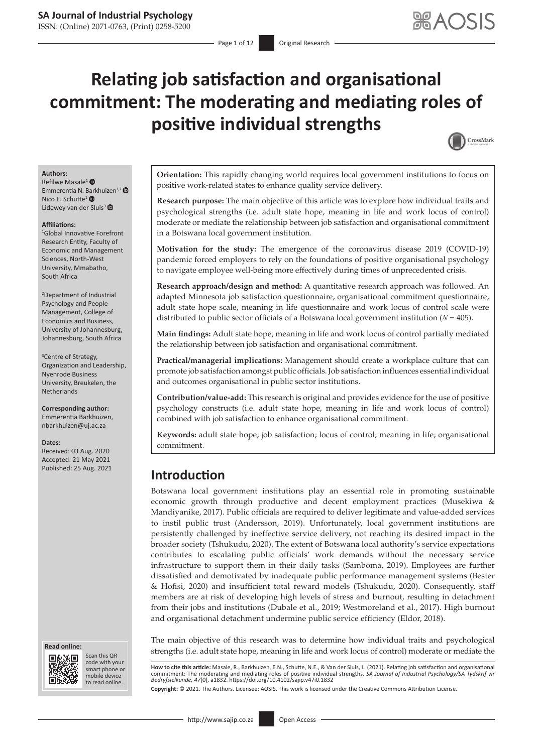# Relating job satisfaction and organisational commitment: The moderating and mediating roles of positive individual strengths

**Authors:**
Refilwe Masale[1]
Emmerentia N. Barkhuizen[1,2]
Nico E. Schutte[1]
Lidewey van der Sluis[3]

**Affiliations:**
[1]Global Innovative Forefront Research Entity, Faculty of Economic and Management Sciences, North-West University, Mmabatho, South Africa

[2]Department of Industrial Psychology and People Management, College of Economics and Business, University of Johannesburg, Johannesburg, South Africa

[3]Centre of Strategy, Organization and Leadership, Nyenrode Business University, Breukelen, the Netherlands

**Corresponding author:**
Emmerentia Barkhuizen,
nbarkhuizen@uj.ac.za

**Dates:**
Received: 03 Aug. 2020
Accepted: 21 May 2021
Published: 25 Aug. 2021

**Orientation:** This rapidly changing world requires local government institutions to focus on positive work-related states to enhance quality service delivery.

**Research purpose:** The main objective of this article was to explore how individual traits and psychological strengths (i.e. adult state hope, meaning in life and work locus of control) moderate or mediate the relationship between job satisfaction and organisational commitment in a Botswana local government institution.

**Motivation for the study:** The emergence of the coronavirus disease 2019 (COVID-19) pandemic forced employers to rely on the foundations of positive organisational psychology to navigate employee well-being more effectively during times of unprecedented crisis.

**Research approach/design and method:** A quantitative research approach was followed. An adapted Minnesota job satisfaction questionnaire, organisational commitment questionnaire, adult state hope scale, meaning in life questionnaire and work locus of control scale were distributed to public sector officials of a Botswana local government institution ($N = 405$).

**Main findings:** Adult state hope, meaning in life and work locus of control partially mediated the relationship between job satisfaction and organisational commitment.

**Practical/managerial implications:** Management should create a workplace culture that can promote job satisfaction amongst public officials. Job satisfaction influences essential individual and outcomes organisational in public sector institutions.

**Contribution/value-add:** This research is original and provides evidence for the use of positive psychology constructs (i.e. adult state hope, meaning in life and work locus of control) combined with job satisfaction to enhance organisational commitment.

**Keywords:** adult state hope; job satisfaction; locus of control; meaning in life; organisational commitment.

## Introduction

Botswana local government institutions play an essential role in promoting sustainable economic growth through productive and decent employment practices (Musekiwa & Mandiyanike, 2017). Public officials are required to deliver legitimate and value-added services to instil public trust (Andersson, 2019). Unfortunately, local government institutions are persistently challenged by ineffective service delivery, not reaching its desired impact in the broader society (Tshukudu, 2020). The extent of Botswana local authority's service expectations contributes to escalating public officials' work demands without the necessary service infrastructure to support them in their daily tasks (Samboma, 2019). Employees are further dissatisfied and demotivated by inadequate public performance management systems (Bester & Hofisi, 2020) and insufficient total reward models (Tshukudu, 2020). Consequently, staff members are at risk of developing high levels of stress and burnout, resulting in detachment from their jobs and institutions (Dubale et al., 2019; Westmoreland et al., 2017). High burnout and organisational detachment undermine public service efficiency (Eldor, 2018).

The main objective of this research was to determine how individual traits and psychological strengths (i.e. adult state hope, meaning in life and work locus of control) moderate or mediate the

**How to cite this article:** Masale, R., Barkhuizen, E.N., Schutte, N.E., & Van der Sluis, L. (2021). Relating job satisfaction and organisational commitment: The moderating and mediating roles of positive individual strengths. *SA Journal of Industrial Psychology/SA Tydskrif vir Bedryfsielkunde, 47*(0), a1832. https://doi.org/10.4102/sajip.v47i0.1832

**Copyright:** © 2021. The Authors. Licensee: AOSIS. This work is licensed under the Creative Commons Attribution License.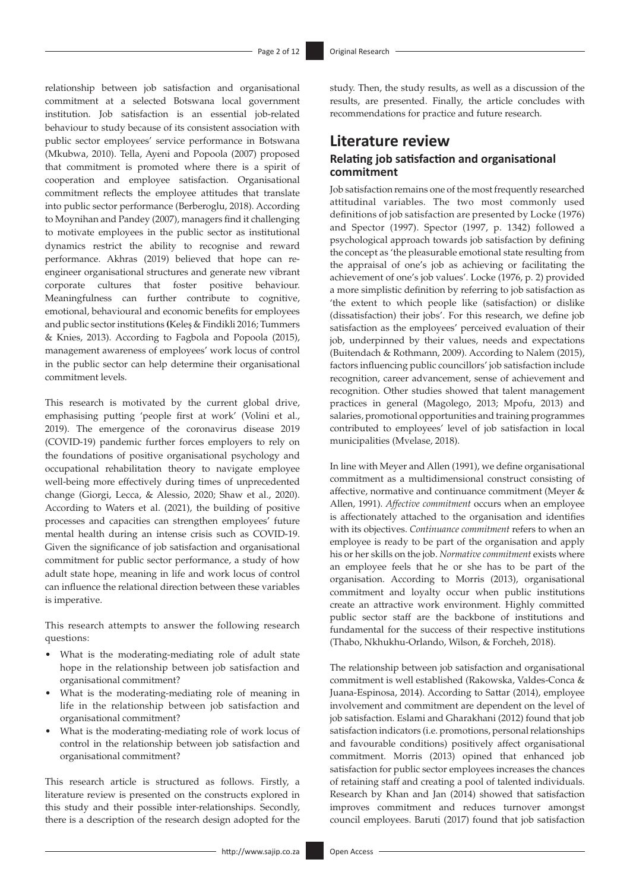relationship between job satisfaction and organisational commitment at a selected Botswana local government institution. Job satisfaction is an essential job-related behaviour to study because of its consistent association with public sector employees' service performance in Botswana (Mkubwa, 2010). Tella, Ayeni and Popoola (2007) proposed that commitment is promoted where there is a spirit of cooperation and employee satisfaction. Organisational commitment reflects the employee attitudes that translate into public sector performance (Berberoglu, 2018). According to Moynihan and Pandey (2007), managers find it challenging to motivate employees in the public sector as institutional dynamics restrict the ability to recognise and reward performance. Akhras (2019) believed that hope can re-engineer organisational structures and generate new vibrant corporate cultures that foster positive behaviour. Meaningfulness can further contribute to cognitive, emotional, behavioural and economic benefits for employees and public sector institutions (Keleş & Findikli 2016; Tummers & Knies, 2013). According to Fagbola and Popoola (2015), management awareness of employees' work locus of control in the public sector can help determine their organisational commitment levels.

This research is motivated by the current global drive, emphasising putting 'people first at work' (Volini et al., 2019). The emergence of the coronavirus disease 2019 (COVID-19) pandemic further forces employers to rely on the foundations of positive organisational psychology and occupational rehabilitation theory to navigate employee well-being more effectively during times of unprecedented change (Giorgi, Lecca, & Alessio, 2020; Shaw et al., 2020). According to Waters et al. (2021), the building of positive processes and capacities can strengthen employees' future mental health during an intense crisis such as COVID-19. Given the significance of job satisfaction and organisational commitment for public sector performance, a study of how adult state hope, meaning in life and work locus of control can influence the relational direction between these variables is imperative.

This research attempts to answer the following research questions:

- What is the moderating-mediating role of adult state hope in the relationship between job satisfaction and organisational commitment?
- What is the moderating-mediating role of meaning in life in the relationship between job satisfaction and organisational commitment?
- What is the moderating-mediating role of work locus of control in the relationship between job satisfaction and organisational commitment?

This research article is structured as follows. Firstly, a literature review is presented on the constructs explored in this study and their possible inter-relationships. Secondly, there is a description of the research design adopted for the study. Then, the study results, as well as a discussion of the results, are presented. Finally, the article concludes with recommendations for practice and future research.

## Literature review

### Relating job satisfaction and organisational commitment

Job satisfaction remains one of the most frequently researched attitudinal variables. The two most commonly used definitions of job satisfaction are presented by Locke (1976) and Spector (1997). Spector (1997, p. 1342) followed a psychological approach towards job satisfaction by defining the concept as 'the pleasurable emotional state resulting from the appraisal of one's job as achieving or facilitating the achievement of one's job values'. Locke (1976, p. 2) provided a more simplistic definition by referring to job satisfaction as 'the extent to which people like (satisfaction) or dislike (dissatisfaction) their jobs'. For this research, we define job satisfaction as the employees' perceived evaluation of their job, underpinned by their values, needs and expectations (Buitendach & Rothmann, 2009). According to Nalem (2015), factors influencing public councillors' job satisfaction include recognition, career advancement, sense of achievement and recognition. Other studies showed that talent management practices in general (Magolego, 2013; Mpofu, 2013) and salaries, promotional opportunities and training programmes contributed to employees' level of job satisfaction in local municipalities (Mvelase, 2018).

In line with Meyer and Allen (1991), we define organisational commitment as a multidimensional construct consisting of affective, normative and continuance commitment (Meyer & Allen, 1991). *Affective commitment* occurs when an employee is affectionately attached to the organisation and identifies with its objectives. *Continuance commitment* refers to when an employee is ready to be part of the organisation and apply his or her skills on the job. *Normative commitment* exists where an employee feels that he or she has to be part of the organisation. According to Morris (2013), organisational commitment and loyalty occur when public institutions create an attractive work environment. Highly committed public sector staff are the backbone of institutions and fundamental for the success of their respective institutions (Thabo, Nkhukhu-Orlando, Wilson, & Forcheh, 2018).

The relationship between job satisfaction and organisational commitment is well established (Rakowska, Valdes-Conca & Juana-Espinosa, 2014). According to Sattar (2014), employee involvement and commitment are dependent on the level of job satisfaction. Eslami and Gharakhani (2012) found that job satisfaction indicators (i.e. promotions, personal relationships and favourable conditions) positively affect organisational commitment. Morris (2013) opined that enhanced job satisfaction for public sector employees increases the chances of retaining staff and creating a pool of talented individuals. Research by Khan and Jan (2014) showed that satisfaction improves commitment and reduces turnover amongst council employees. Baruti (2017) found that job satisfaction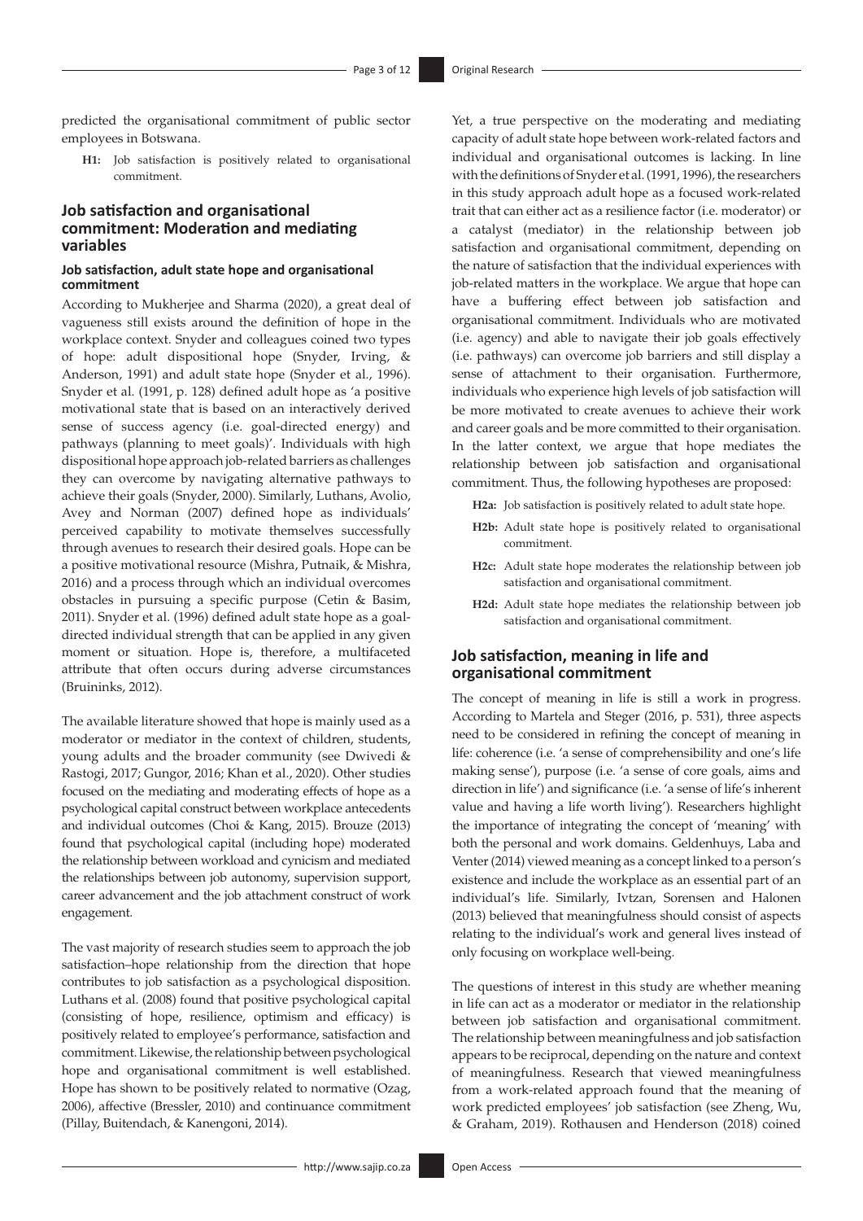predicted the organisational commitment of public sector employees in Botswana.

**H1:** Job satisfaction is positively related to organisational commitment.

## Job satisfaction and organisational commitment: Moderation and mediating variables

### Job satisfaction, adult state hope and organisational commitment

According to Mukherjee and Sharma (2020), a great deal of vagueness still exists around the definition of hope in the workplace context. Snyder and colleagues coined two types of hope: adult dispositional hope (Snyder, Irving, & Anderson, 1991) and adult state hope (Snyder et al., 1996). Snyder et al. (1991, p. 128) defined adult hope as 'a positive motivational state that is based on an interactively derived sense of success agency (i.e. goal-directed energy) and pathways (planning to meet goals)'. Individuals with high dispositional hope approach job-related barriers as challenges they can overcome by navigating alternative pathways to achieve their goals (Snyder, 2000). Similarly, Luthans, Avolio, Avey and Norman (2007) defined hope as individuals' perceived capability to motivate themselves successfully through avenues to research their desired goals. Hope can be a positive motivational resource (Mishra, Putnaik, & Mishra, 2016) and a process through which an individual overcomes obstacles in pursuing a specific purpose (Cetin & Basim, 2011). Snyder et al. (1996) defined adult state hope as a goal-directed individual strength that can be applied in any given moment or situation. Hope is, therefore, a multifaceted attribute that often occurs during adverse circumstances (Bruininks, 2012).

The available literature showed that hope is mainly used as a moderator or mediator in the context of children, students, young adults and the broader community (see Dwivedi & Rastogi, 2017; Gungor, 2016; Khan et al., 2020). Other studies focused on the mediating and moderating effects of hope as a psychological capital construct between workplace antecedents and individual outcomes (Choi & Kang, 2015). Brouze (2013) found that psychological capital (including hope) moderated the relationship between workload and cynicism and mediated the relationships between job autonomy, supervision support, career advancement and the job attachment construct of work engagement.

The vast majority of research studies seem to approach the job satisfaction–hope relationship from the direction that hope contributes to job satisfaction as a psychological disposition. Luthans et al. (2008) found that positive psychological capital (consisting of hope, resilience, optimism and efficacy) is positively related to employee's performance, satisfaction and commitment. Likewise, the relationship between psychological hope and organisational commitment is well established. Hope has shown to be positively related to normative (Ozag, 2006), affective (Bressler, 2010) and continuance commitment (Pillay, Buitendach, & Kanengoni, 2014).

Yet, a true perspective on the moderating and mediating capacity of adult state hope between work-related factors and individual and organisational outcomes is lacking. In line with the definitions of Snyder et al. (1991, 1996), the researchers in this study approach adult hope as a focused work-related trait that can either act as a resilience factor (i.e. moderator) or a catalyst (mediator) in the relationship between job satisfaction and organisational commitment, depending on the nature of satisfaction that the individual experiences with job-related matters in the workplace. We argue that hope can have a buffering effect between job satisfaction and organisational commitment. Individuals who are motivated (i.e. agency) and able to navigate their job goals effectively (i.e. pathways) can overcome job barriers and still display a sense of attachment to their organisation. Furthermore, individuals who experience high levels of job satisfaction will be more motivated to create avenues to achieve their work and career goals and be more committed to their organisation. In the latter context, we argue that hope mediates the relationship between job satisfaction and organisational commitment. Thus, the following hypotheses are proposed:

**H2a:** Job satisfaction is positively related to adult state hope.

**H2b:** Adult state hope is positively related to organisational commitment.

**H2c:** Adult state hope moderates the relationship between job satisfaction and organisational commitment.

**H2d:** Adult state hope mediates the relationship between job satisfaction and organisational commitment.

### Job satisfaction, meaning in life and organisational commitment

The concept of meaning in life is still a work in progress. According to Martela and Steger (2016, p. 531), three aspects need to be considered in refining the concept of meaning in life: coherence (i.e. 'a sense of comprehensibility and one's life making sense'), purpose (i.e. 'a sense of core goals, aims and direction in life') and significance (i.e. 'a sense of life's inherent value and having a life worth living'). Researchers highlight the importance of integrating the concept of 'meaning' with both the personal and work domains. Geldenhuys, Laba and Venter (2014) viewed meaning as a concept linked to a person's existence and include the workplace as an essential part of an individual's life. Similarly, Ivtzan, Sorensen and Halonen (2013) believed that meaningfulness should consist of aspects relating to the individual's work and general lives instead of only focusing on workplace well-being.

The questions of interest in this study are whether meaning in life can act as a moderator or mediator in the relationship between job satisfaction and organisational commitment. The relationship between meaningfulness and job satisfaction appears to be reciprocal, depending on the nature and context of meaningfulness. Research that viewed meaningfulness from a work-related approach found that the meaning of work predicted employees' job satisfaction (see Zheng, Wu, & Graham, 2019). Rothausen and Henderson (2018) coined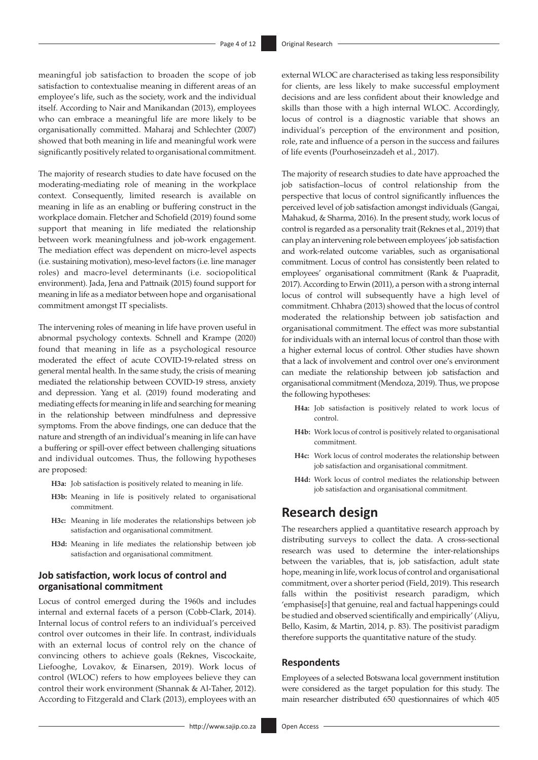meaningful job satisfaction to broaden the scope of job satisfaction to contextualise meaning in different areas of an employee's life, such as the society, work and the individual itself. According to Nair and Manikandan (2013), employees who can embrace a meaningful life are more likely to be organisationally committed. Maharaj and Schlechter (2007) showed that both meaning in life and meaningful work were significantly positively related to organisational commitment.

The majority of research studies to date have focused on the moderating-mediating role of meaning in the workplace context. Consequently, limited research is available on meaning in life as an enabling or buffering construct in the workplace domain. Fletcher and Schofield (2019) found some support that meaning in life mediated the relationship between work meaningfulness and job-work engagement. The mediation effect was dependent on micro-level aspects (i.e. sustaining motivation), meso-level factors (i.e. line manager roles) and macro-level determinants (i.e. sociopolitical environment). Jada, Jena and Pattnaik (2015) found support for meaning in life as a mediator between hope and organisational commitment amongst IT specialists.

The intervening roles of meaning in life have proven useful in abnormal psychology contexts. Schnell and Krampe (2020) found that meaning in life as a psychological resource moderated the effect of acute COVID-19-related stress on general mental health. In the same study, the crisis of meaning mediated the relationship between COVID-19 stress, anxiety and depression. Yang et al. (2019) found moderating and mediating effects for meaning in life and searching for meaning in the relationship between mindfulness and depressive symptoms. From the above findings, one can deduce that the nature and strength of an individual's meaning in life can have a buffering or spill-over effect between challenging situations and individual outcomes. Thus, the following hypotheses are proposed:

- **H3a:** Job satisfaction is positively related to meaning in life.
- **H3b:** Meaning in life is positively related to organisational commitment.
- **H3c:** Meaning in life moderates the relationships between job satisfaction and organisational commitment.
- **H3d:** Meaning in life mediates the relationship between job satisfaction and organisational commitment.

### Job satisfaction, work locus of control and organisational commitment

Locus of control emerged during the 1960s and includes internal and external facets of a person (Cobb-Clark, 2014). Internal locus of control refers to an individual's perceived control over outcomes in their life. In contrast, individuals with an external locus of control rely on the chance of convincing others to achieve goals (Reknes, Viscockaite, Liefooghe, Lovakov, & Einarsen, 2019). Work locus of control (WLOC) refers to how employees believe they can control their work environment (Shannak & Al-Taher, 2012). According to Fitzgerald and Clark (2013), employees with an external WLOC are characterised as taking less responsibility for clients, are less likely to make successful employment decisions and are less confident about their knowledge and skills than those with a high internal WLOC. Accordingly, locus of control is a diagnostic variable that shows an individual's perception of the environment and position, role, rate and influence of a person in the success and failures of life events (Pourhoseinzadeh et al., 2017).

The majority of research studies to date have approached the job satisfaction–locus of control relationship from the perspective that locus of control significantly influences the perceived level of job satisfaction amongst individuals (Gangai, Mahakud, & Sharma, 2016). In the present study, work locus of control is regarded as a personality trait (Reknes et al., 2019) that can play an intervening role between employees' job satisfaction and work-related outcome variables, such as organisational commitment. Locus of control has consistently been related to employees' organisational commitment (Rank & Puapradit, 2017). According to Erwin (2011), a person with a strong internal locus of control will subsequently have a high level of commitment. Chhabra (2013) showed that the locus of control moderated the relationship between job satisfaction and organisational commitment. The effect was more substantial for individuals with an internal locus of control than those with a higher external locus of control. Other studies have shown that a lack of involvement and control over one's environment can mediate the relationship between job satisfaction and organisational commitment (Mendoza, 2019). Thus, we propose the following hypotheses:

- **H4a:** Job satisfaction is positively related to work locus of control.
- **H4b:** Work locus of control is positively related to organisational commitment.
- **H4c:** Work locus of control moderates the relationship between job satisfaction and organisational commitment.
- **H4d:** Work locus of control mediates the relationship between job satisfaction and organisational commitment.

## Research design

The researchers applied a quantitative research approach by distributing surveys to collect the data. A cross-sectional research was used to determine the inter-relationships between the variables, that is, job satisfaction, adult state hope, meaning in life, work locus of control and organisational commitment, over a shorter period (Field, 2019). This research falls within the positivist research paradigm, which 'emphasise[*s*] that genuine, real and factual happenings could be studied and observed scientifically and empirically' (Aliyu, Bello, Kasim, & Martin, 2014, p. 83). The positivist paradigm therefore supports the quantitative nature of the study.

### Respondents

Employees of a selected Botswana local government institution were considered as the target population for this study. The main researcher distributed 650 questionnaires of which 405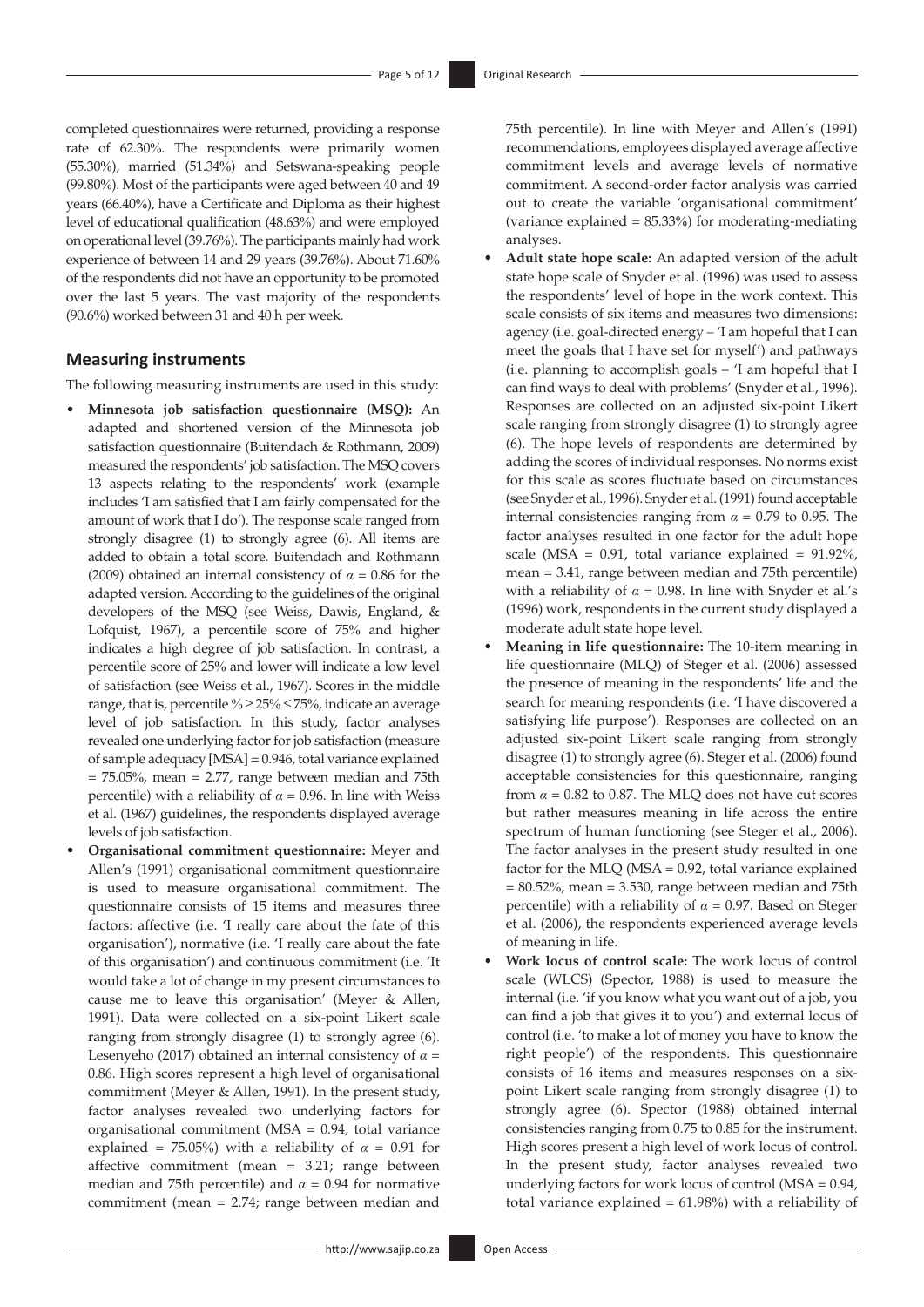completed questionnaires were returned, providing a response rate of 62.30%. The respondents were primarily women (55.30%), married (51.34%) and Setswana-speaking people (99.80%). Most of the participants were aged between 40 and 49 years (66.40%), have a Certificate and Diploma as their highest level of educational qualification (48.63%) and were employed on operational level (39.76%). The participants mainly had work experience of between 14 and 29 years (39.76%). About 71.60% of the respondents did not have an opportunity to be promoted over the last 5 years. The vast majority of the respondents (90.6%) worked between 31 and 40 h per week.

## Measuring instruments

The following measuring instruments are used in this study:

- **Minnesota job satisfaction questionnaire (MSQ):** An adapted and shortened version of the Minnesota job satisfaction questionnaire (Buitendach & Rothmann, 2009) measured the respondents' job satisfaction. The MSQ covers 13 aspects relating to the respondents' work (example includes 'I am satisfied that I am fairly compensated for the amount of work that I do'). The response scale ranged from strongly disagree (1) to strongly agree (6). All items are added to obtain a total score. Buitendach and Rothmann (2009) obtained an internal consistency of $\alpha = 0.86$ for the adapted version. According to the guidelines of the original developers of the MSQ (see Weiss, Dawis, England, & Lofquist, 1967), a percentile score of 75% and higher indicates a high degree of job satisfaction. In contrast, a percentile score of 25% and lower will indicate a low level of satisfaction (see Weiss et al., 1967). Scores in the middle range, that is, percentile % $\geq$ 25% $\leq$ 75%, indicate an average level of job satisfaction. In this study, factor analyses revealed one underlying factor for job satisfaction (measure of sample adequacy [MSA] = 0.946, total variance explained = 75.05%, mean = 2.77, range between median and 75th percentile) with a reliability of $\alpha = 0.96$. In line with Weiss et al. (1967) guidelines, the respondents displayed average levels of job satisfaction.
- **Organisational commitment questionnaire:** Meyer and Allen's (1991) organisational commitment questionnaire is used to measure organisational commitment. The questionnaire consists of 15 items and measures three factors: affective (i.e. 'I really care about the fate of this organisation'), normative (i.e. 'I really care about the fate of this organisation') and continuous commitment (i.e. 'It would take a lot of change in my present circumstances to cause me to leave this organisation' (Meyer & Allen, 1991). Data were collected on a six-point Likert scale ranging from strongly disagree (1) to strongly agree (6). Lesenyeho (2017) obtained an internal consistency of $\alpha = 0.86$. High scores represent a high level of organisational commitment (Meyer & Allen, 1991). In the present study, factor analyses revealed two underlying factors for organisational commitment (MSA = 0.94, total variance explained = 75.05%) with a reliability of $\alpha = 0.91$ for affective commitment (mean = 3.21; range between median and 75th percentile) and $\alpha = 0.94$ for normative commitment (mean = 2.74; range between median and 75th percentile). In line with Meyer and Allen's (1991) recommendations, employees displayed average affective commitment levels and average levels of normative commitment. A second-order factor analysis was carried out to create the variable 'organisational commitment' (variance explained = 85.33%) for moderating-mediating analyses.
- **Adult state hope scale:** An adapted version of the adult state hope scale of Snyder et al. (1996) was used to assess the respondents' level of hope in the work context. This scale consists of six items and measures two dimensions: agency (i.e. goal-directed energy – 'I am hopeful that I can meet the goals that I have set for myself') and pathways (i.e. planning to accomplish goals – 'I am hopeful that I can find ways to deal with problems' (Snyder et al., 1996). Responses are collected on an adjusted six-point Likert scale ranging from strongly disagree (1) to strongly agree (6). The hope levels of respondents are determined by adding the scores of individual responses. No norms exist for this scale as scores fluctuate based on circumstances (see Snyder et al., 1996). Snyder et al. (1991) found acceptable internal consistencies ranging from $\alpha = 0.79$ to 0.95. The factor analyses resulted in one factor for the adult hope scale (MSA = 0.91, total variance explained = 91.92%, mean = 3.41, range between median and 75th percentile) with a reliability of $\alpha = 0.98$. In line with Snyder et al.'s (1996) work, respondents in the current study displayed a moderate adult state hope level.
- **Meaning in life questionnaire:** The 10-item meaning in life questionnaire (MLQ) of Steger et al. (2006) assessed the presence of meaning in the respondents' life and the search for meaning respondents (i.e. 'I have discovered a satisfying life purpose'). Responses are collected on an adjusted six-point Likert scale ranging from strongly disagree (1) to strongly agree (6). Steger et al. (2006) found acceptable consistencies for this questionnaire, ranging from $\alpha = 0.82$ to 0.87. The MLQ does not have cut scores but rather measures meaning in life across the entire spectrum of human functioning (see Steger et al., 2006). The factor analyses in the present study resulted in one factor for the MLQ (MSA = 0.92, total variance explained = 80.52%, mean = 3.530, range between median and 75th percentile) with a reliability of $\alpha = 0.97$. Based on Steger et al. (2006), the respondents experienced average levels of meaning in life.
- **Work locus of control scale:** The work locus of control scale (WLCS) (Spector, 1988) is used to measure the internal (i.e. 'if you know what you want out of a job, you can find a job that gives it to you') and external locus of control (i.e. 'to make a lot of money you have to know the right people') of the respondents. This questionnaire consists of 16 items and measures responses on a six-point Likert scale ranging from strongly disagree (1) to strongly agree (6). Spector (1988) obtained internal consistencies ranging from 0.75 to 0.85 for the instrument. High scores present a high level of work locus of control. In the present study, factor analyses revealed two underlying factors for work locus of control (MSA = 0.94, total variance explained = 61.98%) with a reliability of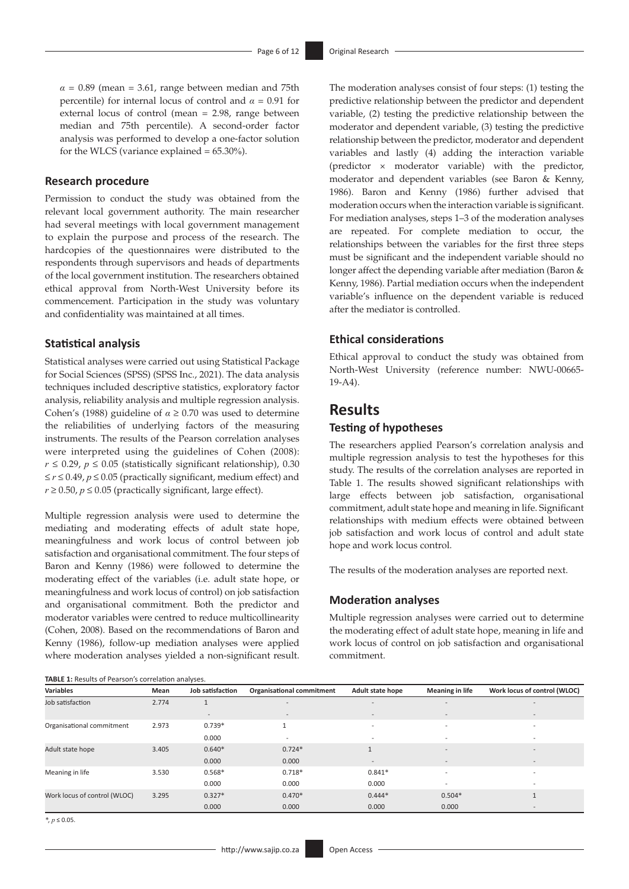$\alpha$ = 0.89 (mean = 3.61, range between median and 75th percentile) for internal locus of control and $\alpha$ = 0.91 for external locus of control (mean = 2.98, range between median and 75th percentile). A second-order factor analysis was performed to develop a one-factor solution for the WLCS (variance explained = 65.30%).

### Research procedure

Permission to conduct the study was obtained from the relevant local government authority. The main researcher had several meetings with local government management to explain the purpose and process of the research. The hardcopies of the questionnaires were distributed to the respondents through supervisors and heads of departments of the local government institution. The researchers obtained ethical approval from North-West University before its commencement. Participation in the study was voluntary and confidentiality was maintained at all times.

### Statistical analysis

Statistical analyses were carried out using Statistical Package for Social Sciences (SPSS) (SPSS Inc., 2021). The data analysis techniques included descriptive statistics, exploratory factor analysis, reliability analysis and multiple regression analysis. Cohen's (1988) guideline of $\alpha \geq 0.70$ was used to determine the reliabilities of underlying factors of the measuring instruments. The results of the Pearson correlation analyses were interpreted using the guidelines of Cohen (2008): $r \leq 0.29$, $p \leq 0.05$ (statistically significant relationship), $0.30 \leq r \leq 0.49$, $p \leq 0.05$ (practically significant, medium effect) and $r \geq 0.50$, $p \leq 0.05$ (practically significant, large effect).

Multiple regression analysis were used to determine the mediating and moderating effects of adult state hope, meaningfulness and work locus of control between job satisfaction and organisational commitment. The four steps of Baron and Kenny (1986) were followed to determine the moderating effect of the variables (i.e. adult state hope, or meaningfulness and work locus of control) on job satisfaction and organisational commitment. Both the predictor and moderator variables were centred to reduce multicollinearity (Cohen, 2008). Based on the recommendations of Baron and Kenny (1986), follow-up mediation analyses were applied where moderation analyses yielded a non-significant result.

The moderation analyses consist of four steps: (1) testing the predictive relationship between the predictor and dependent variable, (2) testing the predictive relationship between the moderator and dependent variable, (3) testing the predictive relationship between the predictor, moderator and dependent variables and lastly (4) adding the interaction variable (predictor × moderator variable) with the predictor, moderator and dependent variables (see Baron & Kenny, 1986). Baron and Kenny (1986) further advised that moderation occurs when the interaction variable is significant. For mediation analyses, steps 1–3 of the moderation analyses are repeated. For complete mediation to occur, the relationships between the variables for the first three steps must be significant and the independent variable should no longer affect the depending variable after mediation (Baron & Kenny, 1986). Partial mediation occurs when the independent variable's influence on the dependent variable is reduced after the mediator is controlled.

### Ethical considerations

Ethical approval to conduct the study was obtained from North-West University (reference number: NWU-00665-19-A4).

## Results

### Testing of hypotheses

The researchers applied Pearson's correlation analysis and multiple regression analysis to test the hypotheses for this study. The results of the correlation analyses are reported in Table 1. The results showed significant relationships with large effects between job satisfaction, organisational commitment, adult state hope and meaning in life. Significant relationships with medium effects were obtained between job satisfaction and work locus of control and adult state hope and work locus control.

The results of the moderation analyses are reported next.

### Moderation analyses

Multiple regression analyses were carried out to determine the moderating effect of adult state hope, meaning in life and work locus of control on job satisfaction and organisational commitment.

**TABLE 1:** Results of Pearson's correlation analyses.

| Variables | Mean | Job satisfaction | Organisational commitment | Adult state hope | Meaning in life | Work locus of control (WLOC) |
|---|---|---|---|---|---|---|
| Job satisfaction | 2.774 | 1 | - | - | - | - |
| | | - | - | - | - | - |
| Organisational commitment | 2.973 | 0.739* | 1 | - | - | - |
| | | 0.000 | - | - | - | - |
| Adult state hope | 3.405 | 0.640* | 0.724* | 1 | - | - |
| | | 0.000 | 0.000 | - | - | - |
| Meaning in life | 3.530 | 0.568* | 0.718* | 0.841* | - | - |
| | | 0.000 | 0.000 | 0.000 | - | - |
| Work locus of control (WLOC) | 3.295 | 0.327* | 0.470* | 0.444* | 0.504* | 1 |
| | | 0.000 | 0.000 | 0.000 | 0.000 | - |

*, $p \leq 0.05$.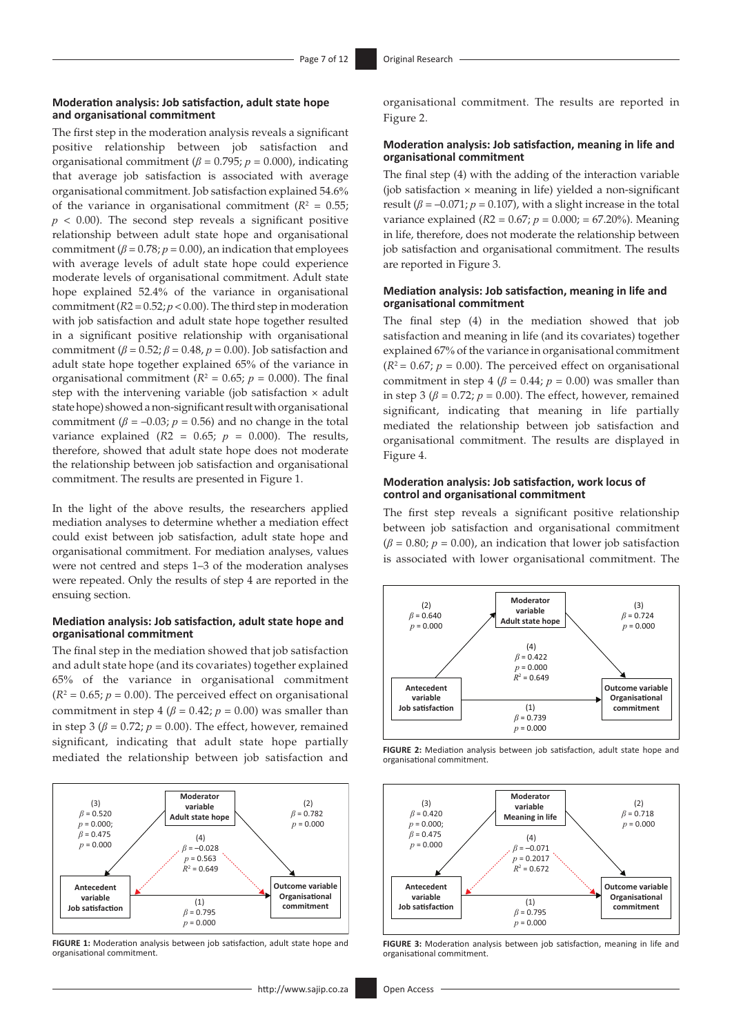### Moderation analysis: Job satisfaction, adult state hope and organisational commitment

The first step in the moderation analysis reveals a significant positive relationship between job satisfaction and organisational commitment ($\beta = 0.795$; $p = 0.000$), indicating that average job satisfaction is associated with average organisational commitment. Job satisfaction explained 54.6% of the variance in organisational commitment ($R^2 = 0.55$; $p < 0.00$). The second step reveals a significant positive relationship between adult state hope and organisational commitment ($\beta = 0.78$; $p = 0.00$), an indication that employees with average levels of adult state hope could experience moderate levels of organisational commitment. Adult state hope explained 52.4% of the variance in organisational commitment ($R2 = 0.52$; $p < 0.00$). The third step in moderation with job satisfaction and adult state hope together resulted in a significant positive relationship with organisational commitment ($\beta = 0.52$; $\beta = 0.48$, $p = 0.00$). Job satisfaction and adult state hope together explained 65% of the variance in organisational commitment ($R^2 = 0.65$; $p = 0.000$). The final step with the intervening variable (job satisfaction × adult state hope) showed a non-significant result with organisational commitment ($\beta = –0.03$; $p = 0.56$) and no change in the total variance explained ($R2 = 0.65$; $p = 0.000$). The results, therefore, showed that adult state hope does not moderate the relationship between job satisfaction and organisational commitment. The results are presented in Figure 1.

In the light of the above results, the researchers applied mediation analyses to determine whether a mediation effect could exist between job satisfaction, adult state hope and organisational commitment. For mediation analyses, values were not centred and steps 1–3 of the moderation analyses were repeated. Only the results of step 4 are reported in the ensuing section.

### Mediation analysis: Job satisfaction, adult state hope and organisational commitment

The final step in the mediation showed that job satisfaction and adult state hope (and its covariates) together explained 65% of the variance in organisational commitment ($R^2 = 0.65$; $p = 0.00$). The perceived effect on organisational commitment in step 4 ($\beta = 0.42$; $p = 0.00$) was smaller than in step 3 ($\beta = 0.72$; $p = 0.00$). The effect, however, remained significant, indicating that adult state hope partially mediated the relationship between job satisfaction and organisational commitment. The results are reported in Figure 2.

**FIGURE 1:** Moderation analysis between job satisfaction, adult state hope and organisational commitment.

### Moderation analysis: Job satisfaction, meaning in life and organisational commitment

The final step (4) with the adding of the interaction variable (job satisfaction × meaning in life) yielded a non-significant result ($\beta = –0.071$; $p = 0.107$), with a slight increase in the total variance explained ($R2 = 0.67$; $p = 0.000$; = 67.20%). Meaning in life, therefore, does not moderate the relationship between job satisfaction and organisational commitment. The results are reported in Figure 3.

### Mediation analysis: Job satisfaction, meaning in life and organisational commitment

The final step (4) in the mediation showed that job satisfaction and meaning in life (and its covariates) together explained 67% of the variance in organisational commitment ($R^2 = 0.67$; $p = 0.00$). The perceived effect on organisational commitment in step 4 ($\beta = 0.44$; $p = 0.00$) was smaller than in step 3 ($\beta = 0.72$; $p = 0.00$). The effect, however, remained significant, indicating that meaning in life partially mediated the relationship between job satisfaction and organisational commitment. The results are displayed in Figure 4.

### Moderation analysis: Job satisfaction, work locus of control and organisational commitment

The first step reveals a significant positive relationship between job satisfaction and organisational commitment ($\beta = 0.80$; $p = 0.00$), an indication that lower job satisfaction is associated with lower organisational commitment. The

**FIGURE 2:** Mediation analysis between job satisfaction, adult state hope and organisational commitment.

**FIGURE 3:** Moderation analysis between job satisfaction, meaning in life and organisational commitment.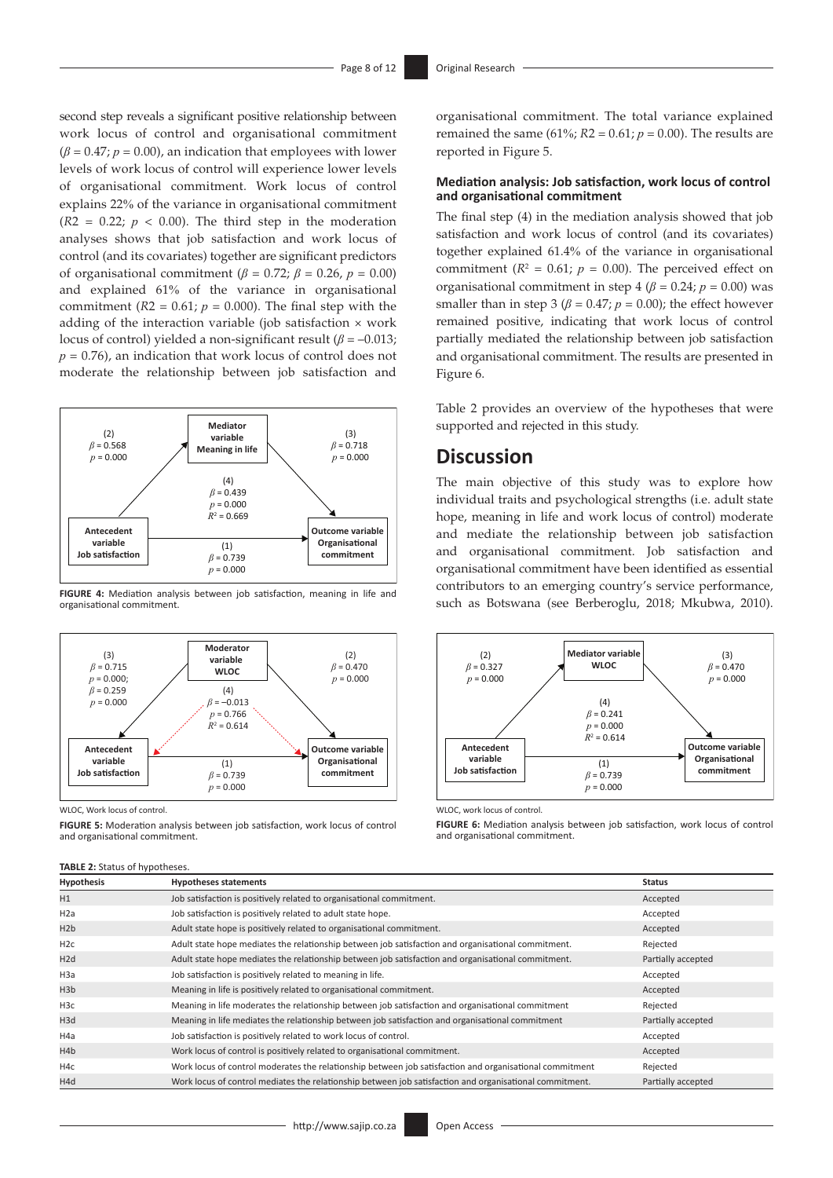second step reveals a significant positive relationship between work locus of control and organisational commitment ($\beta = 0.47$; $p = 0.00$), an indication that employees with lower levels of work locus of control will experience lower levels of organisational commitment. Work locus of control explains 22% of the variance in organisational commitment ($R2 = 0.22$; $p < 0.00$). The third step in the moderation analyses shows that job satisfaction and work locus of control (and its covariates) together are significant predictors of organisational commitment ($\beta = 0.72$; $\beta = 0.26$, $p = 0.00$) and explained 61% of the variance in organisational commitment ($R2 = 0.61$; $p = 0.000$). The final step with the adding of the interaction variable (job satisfaction × work locus of control) yielded a non-significant result ($\beta = -0.013$; $p = 0.76$), an indication that work locus of control does not moderate the relationship between job satisfaction and organisational commitment. The total variance explained remained the same (61%; $R2 = 0.61$; $p = 0.00$). The results are reported in Figure 5.

**FIGURE 4:** Mediation analysis between job satisfaction, meaning in life and organisational commitment.

WLOC, Work locus of control.

**FIGURE 5:** Moderation analysis between job satisfaction, work locus of control and organisational commitment.

#### Mediation analysis: Job satisfaction, work locus of control and organisational commitment

The final step (4) in the mediation analysis showed that job satisfaction and work locus of control (and its covariates) together explained 61.4% of the variance in organisational commitment ($R^2 = 0.61$; $p = 0.00$). The perceived effect on organisational commitment in step 4 ($\beta = 0.24$; $p = 0.00$) was smaller than in step 3 ($\beta = 0.47$; $p = 0.00$); the effect however remained positive, indicating that work locus of control partially mediated the relationship between job satisfaction and organisational commitment. The results are presented in Figure 6.

WLOC, work locus of control.

**FIGURE 6:** Mediation analysis between job satisfaction, work locus of control and organisational commitment.

Table 2 provides an overview of the hypotheses that were supported and rejected in this study.

## Discussion

The main objective of this study was to explore how individual traits and psychological strengths (i.e. adult state hope, meaning in life and work locus of control) moderate and mediate the relationship between job satisfaction and organisational commitment. Job satisfaction and organisational commitment have been identified as essential contributors to an emerging country's service performance, such as Botswana (see Berberoglu, 2018; Mkubwa, 2010).

**TABLE 2:** Status of hypotheses.

| Hypothesis | Hypotheses statements | Status |
|---|---|---|
| H1 | Job satisfaction is positively related to organisational commitment. | Accepted |
| H2a | Job satisfaction is positively related to adult state hope. | Accepted |
| H2b | Adult state hope is positively related to organisational commitment. | Accepted |
| H2c | Adult state hope mediates the relationship between job satisfaction and organisational commitment. | Rejected |
| H2d | Adult state hope mediates the relationship between job satisfaction and organisational commitment. | Partially accepted |
| H3a | Job satisfaction is positively related to meaning in life. | Accepted |
| H3b | Meaning in life is positively related to organisational commitment. | Accepted |
| H3c | Meaning in life moderates the relationship between job satisfaction and organisational commitment | Rejected |
| H3d | Meaning in life mediates the relationship between job satisfaction and organisational commitment | Partially accepted |
| H4a | Job satisfaction is positively related to work locus of control. | Accepted |
| H4b | Work locus of control is positively related to organisational commitment. | Accepted |
| H4c | Work locus of control moderates the relationship between job satisfaction and organisational commitment | Rejected |
| H4d | Work locus of control mediates the relationship between job satisfaction and organisational commitment. | Partially accepted |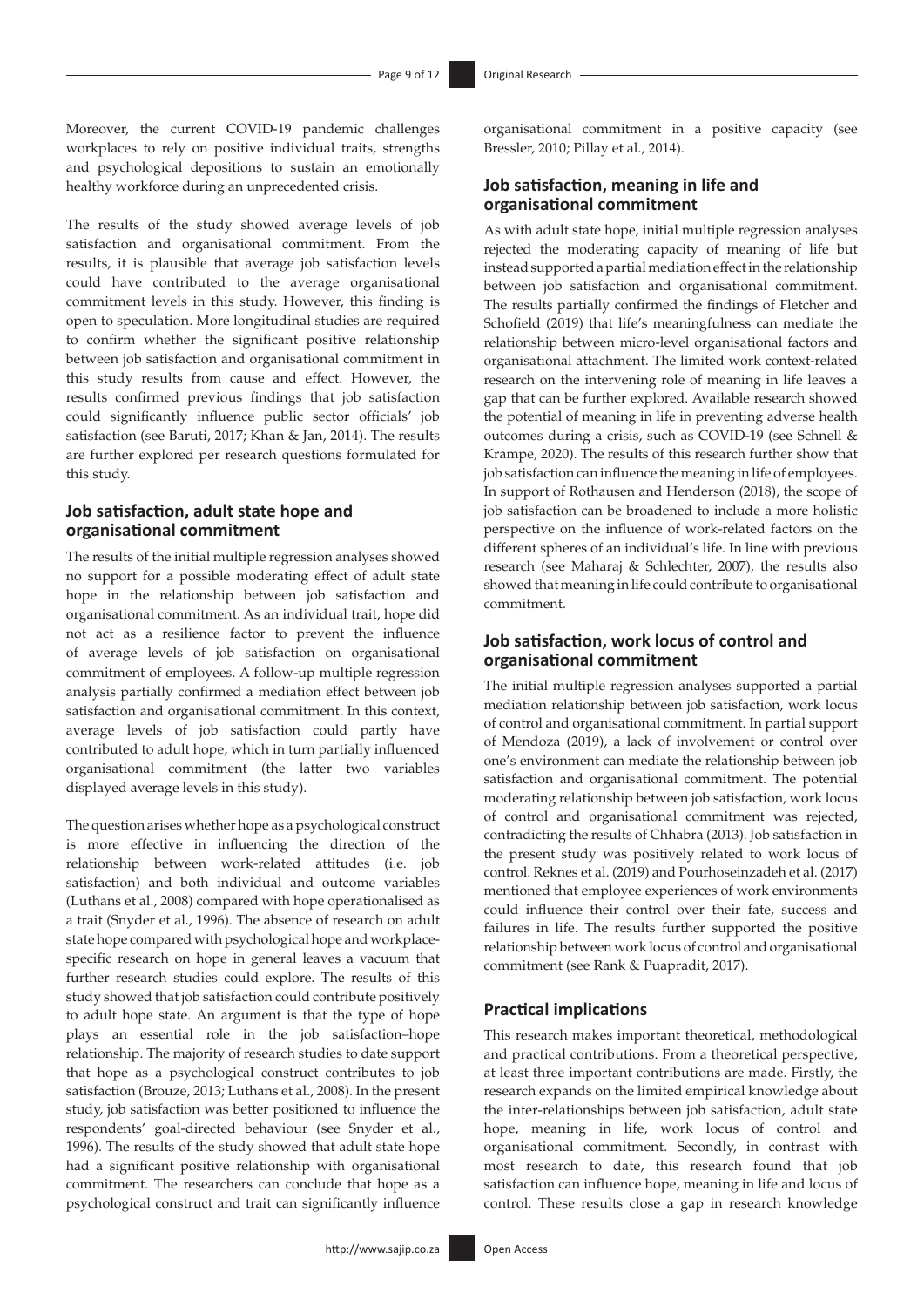Moreover, the current COVID-19 pandemic challenges workplaces to rely on positive individual traits, strengths and psychological depositions to sustain an emotionally healthy workforce during an unprecedented crisis.

The results of the study showed average levels of job satisfaction and organisational commitment. From the results, it is plausible that average job satisfaction levels could have contributed to the average organisational commitment levels in this study. However, this finding is open to speculation. More longitudinal studies are required to confirm whether the significant positive relationship between job satisfaction and organisational commitment in this study results from cause and effect. However, the results confirmed previous findings that job satisfaction could significantly influence public sector officials' job satisfaction (see Baruti, 2017; Khan & Jan, 2014). The results are further explored per research questions formulated for this study.

### Job satisfaction, adult state hope and organisational commitment

The results of the initial multiple regression analyses showed no support for a possible moderating effect of adult state hope in the relationship between job satisfaction and organisational commitment. As an individual trait, hope did not act as a resilience factor to prevent the influence of average levels of job satisfaction on organisational commitment of employees. A follow-up multiple regression analysis partially confirmed a mediation effect between job satisfaction and organisational commitment. In this context, average levels of job satisfaction could partly have contributed to adult hope, which in turn partially influenced organisational commitment (the latter two variables displayed average levels in this study).

The question arises whether hope as a psychological construct is more effective in influencing the direction of the relationship between work-related attitudes (i.e. job satisfaction) and both individual and outcome variables (Luthans et al., 2008) compared with hope operationalised as a trait (Snyder et al., 1996). The absence of research on adult state hope compared with psychological hope and workplace-specific research on hope in general leaves a vacuum that further research studies could explore. The results of this study showed that job satisfaction could contribute positively to adult hope state. An argument is that the type of hope plays an essential role in the job satisfaction–hope relationship. The majority of research studies to date support that hope as a psychological construct contributes to job satisfaction (Brouze, 2013; Luthans et al., 2008). In the present study, job satisfaction was better positioned to influence the respondents' goal-directed behaviour (see Snyder et al., 1996). The results of the study showed that adult state hope had a significant positive relationship with organisational commitment. The researchers can conclude that hope as a psychological construct and trait can significantly influence organisational commitment in a positive capacity (see Bressler, 2010; Pillay et al., 2014).

### Job satisfaction, meaning in life and organisational commitment

As with adult state hope, initial multiple regression analyses rejected the moderating capacity of meaning of life but instead supported a partial mediation effect in the relationship between job satisfaction and organisational commitment. The results partially confirmed the findings of Fletcher and Schofield (2019) that life's meaningfulness can mediate the relationship between micro-level organisational factors and organisational attachment. The limited work context-related research on the intervening role of meaning in life leaves a gap that can be further explored. Available research showed the potential of meaning in life in preventing adverse health outcomes during a crisis, such as COVID-19 (see Schnell & Krampe, 2020). The results of this research further show that job satisfaction can influence the meaning in life of employees. In support of Rothausen and Henderson (2018), the scope of job satisfaction can be broadened to include a more holistic perspective on the influence of work-related factors on the different spheres of an individual's life. In line with previous research (see Maharaj & Schlechter, 2007), the results also showed that meaning in life could contribute to organisational commitment.

### Job satisfaction, work locus of control and organisational commitment

The initial multiple regression analyses supported a partial mediation relationship between job satisfaction, work locus of control and organisational commitment. In partial support of Mendoza (2019), a lack of involvement or control over one's environment can mediate the relationship between job satisfaction and organisational commitment. The potential moderating relationship between job satisfaction, work locus of control and organisational commitment was rejected, contradicting the results of Chhabra (2013). Job satisfaction in the present study was positively related to work locus of control. Reknes et al. (2019) and Pourhoseinzadeh et al. (2017) mentioned that employee experiences of work environments could influence their control over their fate, success and failures in life. The results further supported the positive relationship between work locus of control and organisational commitment (see Rank & Puapradit, 2017).

### Practical implications

This research makes important theoretical, methodological and practical contributions. From a theoretical perspective, at least three important contributions are made. Firstly, the research expands on the limited empirical knowledge about the inter-relationships between job satisfaction, adult state hope, meaning in life, work locus of control and organisational commitment. Secondly, in contrast with most research to date, this research found that job satisfaction can influence hope, meaning in life and locus of control. These results close a gap in research knowledge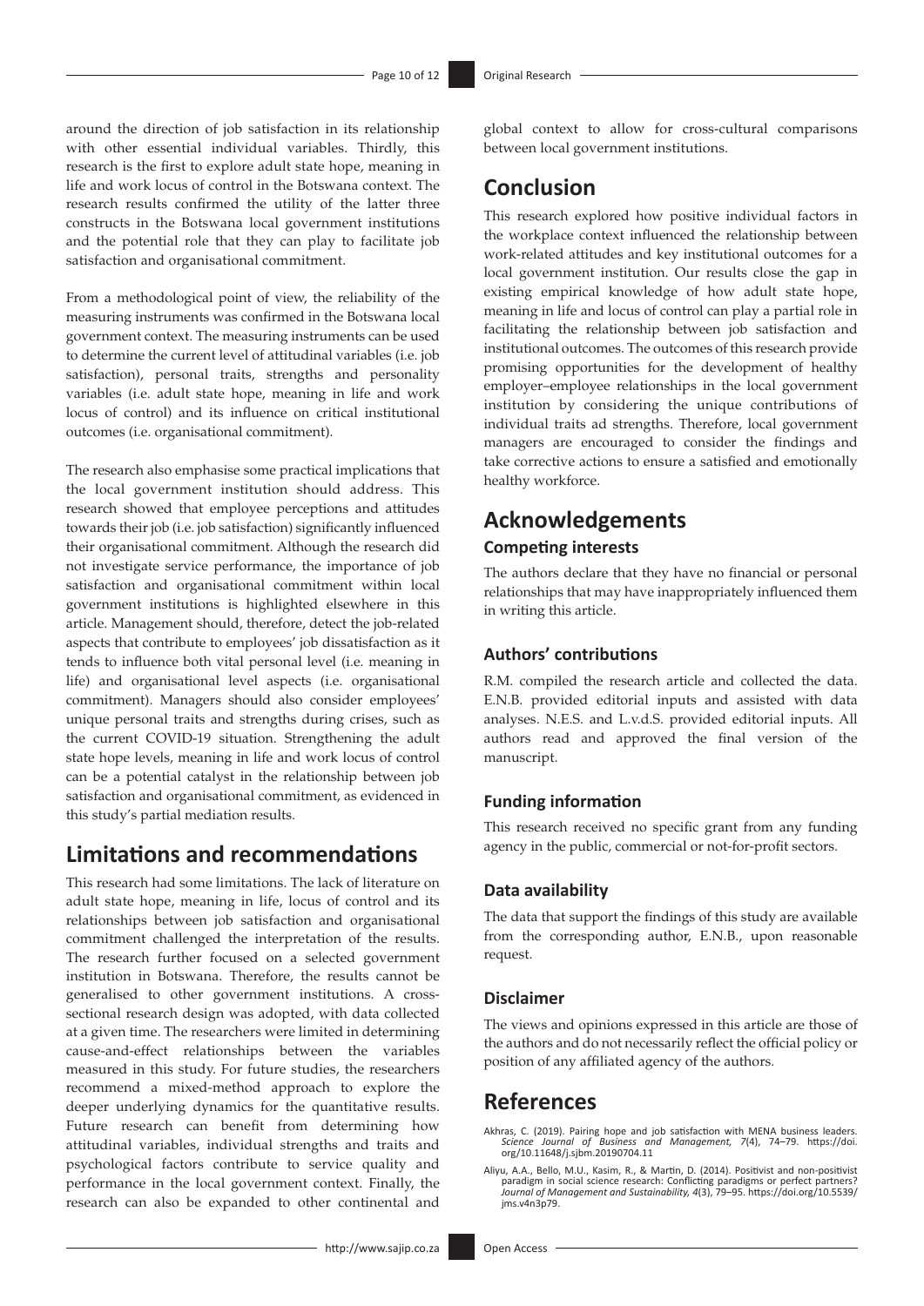around the direction of job satisfaction in its relationship with other essential individual variables. Thirdly, this research is the first to explore adult state hope, meaning in life and work locus of control in the Botswana context. The research results confirmed the utility of the latter three constructs in the Botswana local government institutions and the potential role that they can play to facilitate job satisfaction and organisational commitment.

From a methodological point of view, the reliability of the measuring instruments was confirmed in the Botswana local government context. The measuring instruments can be used to determine the current level of attitudinal variables (i.e. job satisfaction), personal traits, strengths and personality variables (i.e. adult state hope, meaning in life and work locus of control) and its influence on critical institutional outcomes (i.e. organisational commitment).

The research also emphasise some practical implications that the local government institution should address. This research showed that employee perceptions and attitudes towards their job (i.e. job satisfaction) significantly influenced their organisational commitment. Although the research did not investigate service performance, the importance of job satisfaction and organisational commitment within local government institutions is highlighted elsewhere in this article. Management should, therefore, detect the job-related aspects that contribute to employees' job dissatisfaction as it tends to influence both vital personal level (i.e. meaning in life) and organisational level aspects (i.e. organisational commitment). Managers should also consider employees' unique personal traits and strengths during crises, such as the current COVID-19 situation. Strengthening the adult state hope levels, meaning in life and work locus of control can be a potential catalyst in the relationship between job satisfaction and organisational commitment, as evidenced in this study's partial mediation results.

## Limitations and recommendations

This research had some limitations. The lack of literature on adult state hope, meaning in life, locus of control and its relationships between job satisfaction and organisational commitment challenged the interpretation of the results. The research further focused on a selected government institution in Botswana. Therefore, the results cannot be generalised to other government institutions. A cross-sectional research design was adopted, with data collected at a given time. The researchers were limited in determining cause-and-effect relationships between the variables measured in this study. For future studies, the researchers recommend a mixed-method approach to explore the deeper underlying dynamics for the quantitative results. Future research can benefit from determining how attitudinal variables, individual strengths and traits and psychological factors contribute to service quality and performance in the local government context. Finally, the research can also be expanded to other continental and global context to allow for cross-cultural comparisons between local government institutions.

## Conclusion

This research explored how positive individual factors in the workplace context influenced the relationship between work-related attitudes and key institutional outcomes for a local government institution. Our results close the gap in existing empirical knowledge of how adult state hope, meaning in life and locus of control can play a partial role in facilitating the relationship between job satisfaction and institutional outcomes. The outcomes of this research provide promising opportunities for the development of healthy employer–employee relationships in the local government institution by considering the unique contributions of individual traits ad strengths. Therefore, local government managers are encouraged to consider the findings and take corrective actions to ensure a satisfied and emotionally healthy workforce.

## Acknowledgements

### Competing interests

The authors declare that they have no financial or personal relationships that may have inappropriately influenced them in writing this article.

### Authors' contributions

R.M. compiled the research article and collected the data. E.N.B. provided editorial inputs and assisted with data analyses. N.E.S. and L.v.d.S. provided editorial inputs. All authors read and approved the final version of the manuscript.

### Funding information

This research received no specific grant from any funding agency in the public, commercial or not-for-profit sectors.

### Data availability

The data that support the findings of this study are available from the corresponding author, E.N.B., upon reasonable request.

### Disclaimer

The views and opinions expressed in this article are those of the authors and do not necessarily reflect the official policy or position of any affiliated agency of the authors.

## References

Akhras, C. (2019). Pairing hope and job satisfaction with MENA business leaders. *Science Journal of Business and Management, 7*(4), 74–79. https://doi.org/10.11648/j.sjbm.20190704.11

Aliyu, A.A., Bello, M.U., Kasim, R., & Martin, D. (2014). Positivist and non-positivist paradigm in social science research: Conflicting paradigms or perfect partners? *Journal of Management and Sustainability, 4*(3), 79–95. https://doi.org/10.5539/jms.v4n3p79.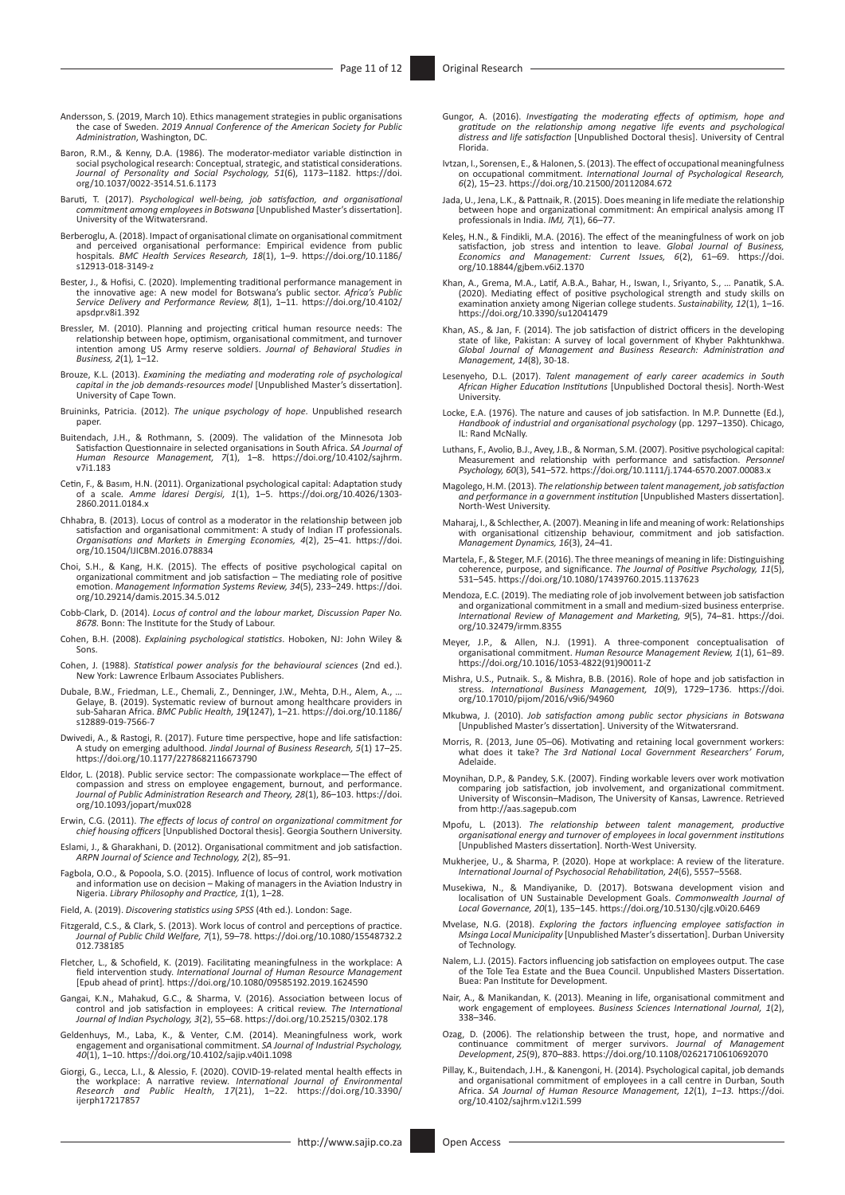Andersson, S. (2019, March 10). Ethics management strategies in public organisations the case of Sweden. *2019 Annual Conference of the American Society for Public Administration*, Washington, DC.

Baron, R.M., & Kenny, D.A. (1986). The moderator-mediator variable distinction in social psychological research: Conceptual, strategic, and statistical considerations. *Journal of Personality and Social Psychology, 51*(6), 1173–1182. https://doi.org/10.1037/0022-3514.51.6.1173

Baruti, T. (2017). *Psychological well-being, job satisfaction, and organisational commitment among employees in Botswana* [Unpublished Master's dissertation]. University of the Witwatersrand.

Berberoglu, A. (2018). Impact of organisational climate on organisational commitment and perceived organisational performance: Empirical evidence from public hospitals. *BMC Health Services Research, 18*(1), 1–9. https://doi.org/10.1186/s12913-018-3149-z

Bester, J., & Hofisi, C. (2020). Implementing traditional performance management in the innovative age: A new model for Botswana's public sector. *Africa's Public Service Delivery and Performance Review, 8*(1), 1–11. https://doi.org/10.4102/apsdpr.v8i1.392

Bressler, M. (2010). Planning and projecting critical human resource needs: The relationship between hope, optimism, organisational commitment, and turnover intention among US Army reserve soldiers. *Journal of Behavioral Studies in Business, 2*(1)*,* 1–12.

Brouze, K.L. (2013). *Examining the mediating and moderating role of psychological capital in the job demands-resources model* [Unpublished Master's dissertation]. University of Cape Town.

Bruininks, Patricia. (2012). *The unique psychology of hope*. Unpublished research paper.

Buitendach, J.H., & Rothmann, S. (2009). The validation of the Minnesota Job Satisfaction Questionnaire in selected organisations in South Africa. *SA Journal of Human Resource Management, 7*(1), 1–8. https://doi.org/10.4102/sajhrm.v7i1.183

Cetin, F., & Basim, H.N. (2011). Organizational psychological capital: Adaptation study of a scale. *Amme Idaresi Dergisi, 1*(1), 1–5. https://doi.org/10.4026/1303-2860.2011.0184.x

Chhabra, B. (2013). Locus of control as a moderator in the relationship between job satisfaction and organisational commitment: A study of Indian IT professionals. *Organisations and Markets in Emerging Economies, 4*(2), 25–41. https://doi.org/10.1504/IJICBM.2016.078834

Choi, S.H., & Kang, H.K. (2015). The effects of positive psychological capital on organizational commitment and job satisfaction – The mediating role of positive emotion. *Management Information Systems Review, 34*(5), 233–249. https://doi.org/10.29214/damis.2015.34.5.012

Cobb-Clark, D. (2014). *Locus of control and the labour market, Discussion Paper No. 8678*. Bonn: The Institute for the Study of Labour.

Cohen, B.H. (2008). *Explaining psychological statistics*. Hoboken, NJ: John Wiley & Sons.

Cohen, J. (1988). *Statistical power analysis for the behavioural sciences* (2nd ed.). New York: Lawrence Erlbaum Associates Publishers.

Dubale, B.W., Friedman, L.E., Chemali, Z., Denninger, J.W., Mehta, D.H., Alem, A., … Gelaye, B. (2019). Systematic review of burnout among healthcare providers in sub-Saharan Africa. *BMC Public Health, 19***(**1247), 1–21. https://doi.org/10.1186/s12889-019-7566-7

Dwivedi, A., & Rastogi, R. (2017). Future time perspective, hope and life satisfaction: A study on emerging adulthood. *Jindal Journal of Business Research, 5*(1) 17–25. https://doi.org/10.1177/2278682116673790

Eldor, L. (2018). Public service sector: The compassionate workplace—The effect of compassion and stress on employee engagement, burnout, and performance. *Journal of Public Administration Research and Theory, 28*(1), 86–103. https://doi.org/10.1093/jopart/mux028

Erwin, C.G. (2011). *The effects of locus of control on organizational commitment for chief housing officers* [Unpublished Doctoral thesis]. Georgia Southern University.

Eslami, J., & Gharakhani, D. (2012). Organisational commitment and job satisfaction. *ARPN Journal of Science and Technology, 2*(2), 85–91.

Fagbola, O.O., & Popoola, S.O. (2015). Influence of locus of control, work motivation and information use on decision – Making of managers in the Aviation Industry in Nigeria. *Library Philosophy and Practice, 1*(1), 1–28.

Field, A. (2019). *Discovering statistics using SPSS* (4th ed.). London: Sage.

Fitzgerald, C.S., & Clark, S. (2013). Work locus of control and perceptions of practice. *Journal of Public Child Welfare, 7*(1), 59–78. https://doi.org/10.1080/15548732.2012.738185

Fletcher, L., & Schofield, K. (2019). Facilitating meaningfulness in the workplace: A field intervention study. *International Journal of Human Resource Management* [Epub ahead of print]*.* https://doi.org/10.1080/09585192.2019.1624590

Gangai, K.N., Mahakud, G.C., & Sharma, V. (2016). Association between locus of control and job satisfaction in employees: A critical review. *The International Journal of Indian Psychology, 3*(2), 55–68. https://doi.org/10.25215/0302.178

Geldenhuys, M., Laba, K., & Venter, C.M. (2014). Meaningfulness work, work engagement and organisational commitment. *SA Journal of Industrial Psychology, 40*(1), 1–10. https://doi.org/10.4102/sajip.v40i1.1098

Giorgi, G., Lecca, L.I., & Alessio, F. (2020). COVID-19-related mental health effects in the workplace: A narrative review. *International Journal of Environmental Research and Public Health, 17*(21), 1–22. https://doi.org/10.3390/ijerph17217857

Gungor, A. (2016). *Investigating the moderating effects of optimism, hope and gratitude on the relationship among negative life events and psychological distress and life satisfaction* [Unpublished Doctoral thesis]. University of Central Florida.

Ivtzan, I., Sorensen, E., & Halonen, S. (2013). The effect of occupational meaningfulness on occupational commitment. *International Journal of Psychological Research, 6*(2), 15–23. https://doi.org/10.21500/20112084.672

Jada, U., Jena, L.K., & Pattnaik, R. (2015). Does meaning in life mediate the relationship between hope and organizational commitment: An empirical analysis among IT professionals in India. *IMJ, 7*(1), 66–77.

Keleş, H.N., & Findikli, M.A. (2016). The effect of the meaningfulness of work on job satisfaction, job stress and intention to leave. *Global Journal of Business, Economics and Management: Current Issues, 6*(2), 61–69. https://doi.org/10.18844/gjbem.v6i2.1370

Khan, A., Grema, M.A., Latif, A.B.A., Bahar, H., Iswan, I., Sriyanto, S., … Panatik, S.A. (2020). Mediating effect of positive psychological strength and study skills on examination anxiety among Nigerian college students. *Sustainability, 12*(1), 1–16. https://doi.org/10.3390/su12041479

Khan, AS., & Jan, F. (2014). The job satisfaction of district officers in the developing state of like, Pakistan: A survey of local government of Khyber Pakhtunkhwa. *Global Journal of Management and Business Research: Administration and Management, 14*(8), 30-18.

Lesenyeho, D.L. (2017). *Talent management of early career academics in South African Higher Education Institutions* [Unpublished Doctoral thesis]. North-West University.

Locke, E.A. (1976). The nature and causes of job satisfaction. In M.P. Dunnette (Ed.), *Handbook of industrial and organisational psychology* (pp. 1297–1350). Chicago, IL: Rand McNally.

Luthans, F., Avolio, B.J., Avey, J.B., & Norman, S.M. (2007). Positive psychological capital: Measurement and relationship with performance and satisfaction. *Personnel Psychology, 60*(3), 541–572. https://doi.org/10.1111/j.1744-6570.2007.00083.x

Magolego, H.M. (2013). *The relationship between talent management, job satisfaction and performance in a government institution* [Unpublished Masters dissertation]. North-West University.

Maharaj, I., & Schlechter, A. (2007). Meaning in life and meaning of work: Relationships with organisational citizenship behaviour, commitment and job satisfaction. *Management Dynamics, 16*(3), 24–41.

Martela, F., & Steger, M.F. (2016). The three meanings of meaning in life: Distinguishing coherence, purpose, and significance. *The Journal of Positive Psychology, 11*(5), 531–545. https://doi.org/10.1080/17439760.2015.1137623

Mendoza, E.C. (2019). The mediating role of job involvement between job satisfaction and organizational commitment in a small and medium-sized business enterprise. *International Review of Management and Marketing, 9*(5), 74–81. https://doi.org/10.32479/irmm.8355

Meyer, J.P., & Allen, N.J. (1991). A three-component conceptualisation of organisational commitment. *Human Resource Management Review, 1*(1), 61–89. https://doi.org/10.1016/1053-4822(91)90011-Z

Mishra, U.S., Putnaik. S., & Mishra, B.B. (2016). Role of hope and job satisfaction in stress. *International Business Management, 10*(9), 1729–1736. https://doi.org/10.17010/pijom/2016/v9i6/94960

Mkubwa, J. (2010). *Job satisfaction among public sector physicians in Botswana* [Unpublished Master's dissertation]. University of the Witwatersrand.

Morris, R. (2013, June 05–06). Motivating and retaining local government workers: what does it take? *The 3rd National Local Government Researchers' Forum*, Adelaide.

Moynihan, D.P., & Pandey, S.K. (2007). Finding workable levers over work motivation comparing job satisfaction, job involvement, and organizational commitment. University of Wisconsin–Madison, The University of Kansas, Lawrence. Retrieved from http://aas.sagepub.com

Mpofu, L. (2013). *The relationship between talent management, productive organisational energy and turnover of employees in local government institutions* [Unpublished Masters dissertation]. North-West University.

Mukherjee, U., & Sharma, P. (2020). Hope at workplace: A review of the literature. *International Journal of Psychosocial Rehabilitation, 24*(6), 5557–5568.

Musekiwa, N., & Mandiyanike, D. (2017). Botswana development vision and localisation of UN Sustainable Development Goals. *Commonwealth Journal of Local Governance, 20*(1), 135–145. https://doi.org/10.5130/cjlg.v0i20.6469

Mvelase, N.G. (2018). *Exploring the factors influencing employee satisfaction in Msinga Local Municipality* [Unpublished Master's dissertation]. Durban University of Technology.

Nalem, L.J. (2015). Factors influencing job satisfaction on employees output. The case of the Tole Tea Estate and the Buea Council. Unpublished Masters Dissertation. Buea: Pan Institute for Development.

Nair, A., & Manikandan, K. (2013). Meaning in life, organisational commitment and work engagement of employees. *Business Sciences International Journal, 1*(2), 338–346.

Ozag, D. (2006). The relationship between the trust, hope, and normative and continuance commitment of merger survivors. *Journal of Management Development*, *25*(9), 870–883. https://doi.org/10.1108/02621710610692070

Pillay, K., Buitendach, J.H., & Kanengoni, H. (2014). Psychological capital, job demands and organisational commitment of employees in a call centre in Durban, South Africa. *SA Journal of Human Resource Management, 12*(1), *1–13.* https://doi.org/10.4102/sajhrm.v12i1.599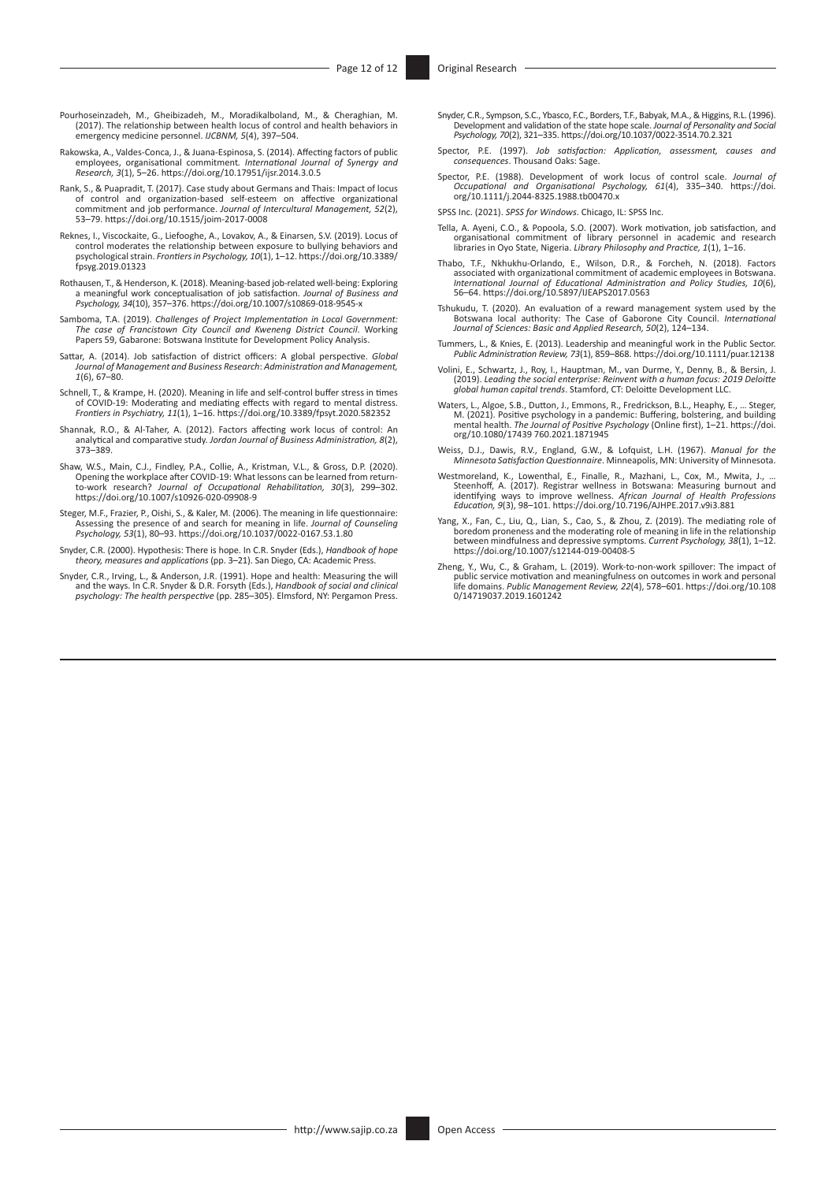Pourhoseinzadeh, M., Gheibizadeh, M., Moradikalboland, M., & Cheraghian, M. (2017). The relationship between health locus of control and health behaviors in emergency medicine personnel. *IJCBNM, 5*(4), 397–504.

Rakowska, A., Valdes-Conca, J., & Juana-Espinosa, S. (2014). Affecting factors of public employees, organisational commitment. *International Journal of Synergy and Research, 3*(1), 5–26. https://doi.org/10.17951/ijsr.2014.3.0.5

Rank, S., & Puapradit, T. (2017). Case study about Germans and Thais: Impact of locus of control and organization-based self-esteem on affective organizational commitment and job performance. *Journal of Intercultural Management, 52*(2), 53–79. https://doi.org/10.1515/joim-2017-0008

Reknes, I., Viscockaite, G., Liefooghe, A., Lovakov, A., & Einarsen, S.V. (2019). Locus of control moderates the relationship between exposure to bullying behaviors and psychological strain. *Frontiers in Psychology, 10*(1), 1–12. https://doi.org/10.3389/fpsyg.2019.01323

Rothausen, T., & Henderson, K. (2018). Meaning-based job-related well-being: Exploring a meaningful work conceptualisation of job satisfaction. *Journal of Business and Psychology, 34*(10), 357–376. https://doi.org/10.1007/s10869-018-9545-x

Samboma, T.A. (2019). *Challenges of Project Implementation in Local Government: The case of Francistown City Council and Kweneng District Council*. Working Papers 59, Gabarone: Botswana Institute for Development Policy Analysis.

Sattar, A. (2014). Job satisfaction of district officers: A global perspective. *Global Journal of Management and Business Research*: *Administration and Management, 1*(6), 67–80.

Schnell, T., & Krampe, H. (2020). Meaning in life and self-control buffer stress in times of COVID-19: Moderating and mediating effects with regard to mental distress. *Frontiers in Psychiatry, 11*(1), 1–16. https://doi.org/10.3389/fpsyt.2020.582352

Shannak, R.O., & Al-Taher, A. (2012). Factors affecting work locus of control: An analytical and comparative study. *Jordan Journal of Business Administration, 8*(2), 373–389.

Shaw, W.S., Main, C.J., Findley, P.A., Collie, A., Kristman, V.L., & Gross, D.P. (2020). Opening the workplace after COVID-19: What lessons can be learned from return-to-work research? *Journal of Occupational Rehabilitation, 30*(3), 299–302. https://doi.org/10.1007/s10926-020-09908-9

Steger, M.F., Frazier, P., Oishi, S., & Kaler, M. (2006). The meaning in life questionnaire: Assessing the presence of and search for meaning in life. *Journal of Counseling Psychology, 53*(1), 80–93. https://doi.org/10.1037/0022-0167.53.1.80

Snyder, C.R. (2000). Hypothesis: There is hope. In C.R. Snyder (Eds.), *Handbook of hope theory, measures and applications* (pp. 3–21). San Diego, CA: Academic Press.

Snyder, C.R., Irving, L., & Anderson, J.R. (1991). Hope and health: Measuring the will and the ways. In C.R. Snyder & D.R. Forsyth (Eds.), *Handbook of social and clinical psychology: The health perspective* (pp. 285–305). Elmsford, NY: Pergamon Press.

Snyder, C.R., Sympson, S.C., Ybasco, F.C., Borders, T.F., Babyak, M.A., & Higgins, R.L. (1996). Development and validation of the state hope scale. *Journal of Personality and Social Psychology, 70*(2), 321–335. https://doi.org/10.1037/0022-3514.70.2.321

Spector, P.E. (1997). *Job satisfaction: Application, assessment, causes and consequences*. Thousand Oaks: Sage.

Spector, P.E. (1988). Development of work locus of control scale. *Journal of Occupational and Organisational Psychology, 61*(4), 335–340. https://doi.org/10.1111/j.2044-8325.1988.tb00470.x

SPSS Inc. (2021). *SPSS for Windows*. Chicago, IL: SPSS Inc.

Tella, A. Ayeni, C.O., & Popoola, S.O. (2007). Work motivation, job satisfaction, and organisational commitment of library personnel in academic and research libraries in Oyo State, Nigeria. *Library Philosophy and Practice, 1*(1), 1–16.

Thabo, T.F., Nkhukhu-Orlando, E., Wilson, D.R., & Forcheh, N. (2018). Factors associated with organizational commitment of academic employees in Botswana. *International Journal of Educational Administration and Policy Studies, 10*(6), 56–64. https://doi.org/10.5897/IJEAPS2017.0563

Tshukudu, T. (2020). An evaluation of a reward management system used by the Botswana local authority: The Case of Gaborone City Council. *International Journal of Sciences: Basic and Applied Research, 50*(2), 124–134.

Tummers, L., & Knies, E. (2013). Leadership and meaningful work in the Public Sector. *Public Administration Review, 73*(1), 859–868. https://doi.org/10.1111/puar.12138

Volini, E., Schwartz, J., Roy, I., Hauptman, M., van Durme, Y., Denny, B., & Bersin, J. (2019). *Leading the social enterprise: Reinvent with a human focus: 2019 Deloitte global human capital trends*. Stamford, CT: Deloitte Development LLC.

Waters, L., Algoe, S.B., Dutton, J., Emmons, R., Fredrickson, B.L., Heaphy, E., … Steger, M. (2021). Positive psychology in a pandemic: Buffering, bolstering, and building mental health. *The Journal of Positive Psychology* (Online first), 1–21. https://doi.org/10.1080/17439 760.2021.1871945

Weiss, D.J., Dawis, R.V., England, G.W., & Lofquist, L.H. (1967). *Manual for the Minnesota Satisfaction Questionnaire*. Minneapolis, MN: University of Minnesota.

Westmoreland, K., Lowenthal, E., Finalle, R., Mazhani, L., Cox, M., Mwita, J., … Steenhoff, A. (2017). Registrar wellness in Botswana: Measuring burnout and identifying ways to improve wellness. *African Journal of Health Professions Education, 9*(3), 98–101. https://doi.org/10.7196/AJHPE.2017.v9i3.881

Yang, X., Fan, C., Liu, Q., Lian, S., Cao, S., & Zhou, Z. (2019). The mediating role of boredom proneness and the moderating role of meaning in life in the relationship between mindfulness and depressive symptoms. *Current Psychology, 38*(1), 1–12. https://doi.org/10.1007/s12144-019-00408-5

Zheng, Y., Wu, C., & Graham, L. (2019). Work-to-non-work spillover: The impact of public service motivation and meaningfulness on outcomes in work and personal life domains. *Public Management Review, 22*(4), 578–601. https://doi.org/10.1080/14719037.2019.1601242